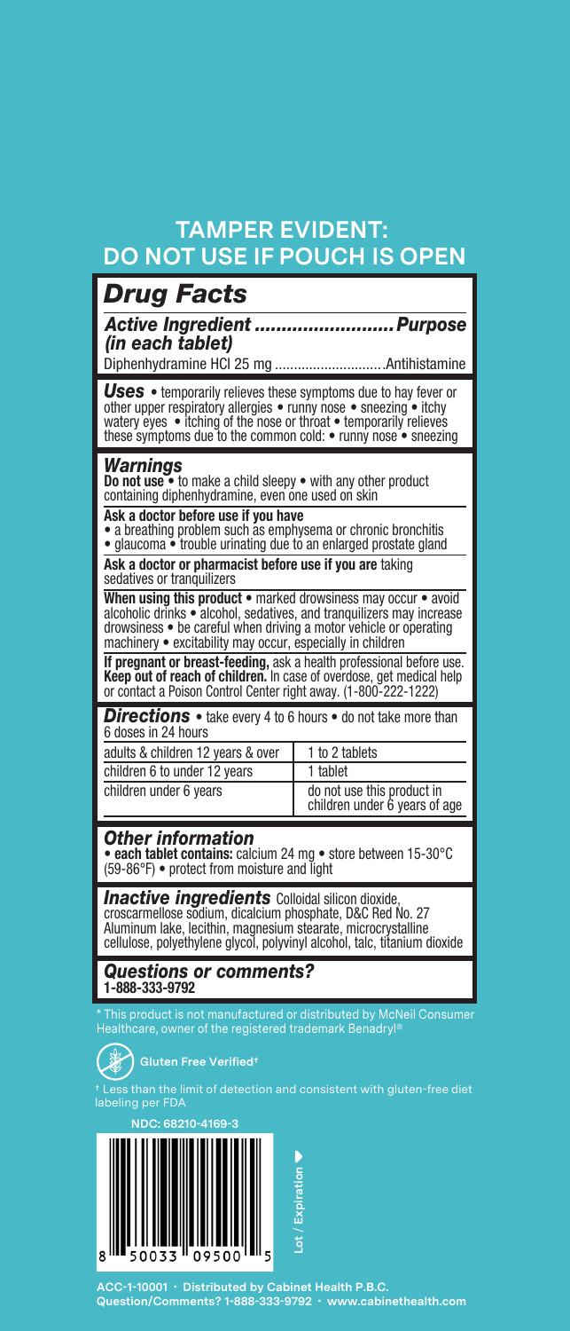# TAMPER EVIDENT: DO NOT USE IF POUCH IS OPEN

## *Drug Facts*

***Active Ingredient (in each tablet)* .......................... *Purpose***

Diphenhydramine HCl 25 mg ............................ Antihistamine

***Uses*** • temporarily relieves these symptoms due to hay fever or other upper respiratory allergies • runny nose • sneezing • itchy watery eyes • itching of the nose or throat • temporarily relieves these symptoms due to the common cold: • runny nose • sneezing

***Warnings***

**Do not use** • to make a child sleepy • with any other product containing diphenhydramine, even one used on skin

**Ask a doctor before use if you have**
• a breathing problem such as emphysema or chronic bronchitis
• glaucoma • trouble urinating due to an enlarged prostate gland

**Ask a doctor or pharmacist before use if you are** taking sedatives or tranquilizers

**When using this product** • marked drowsiness may occur • avoid alcoholic drinks • alcohol, sedatives, and tranquilizers may increase drowsiness • be careful when driving a motor vehicle or operating machinery • excitability may occur, especially in children

**If pregnant or breast-feeding,** ask a health professional before use.
**Keep out of reach of children.** In case of overdose, get medical help or contact a Poison Control Center right away. (1-800-222-1222)

***Directions*** • take every 4 to 6 hours • do not take more than 6 doses in 24 hours

| | |
|---|---|
| adults & children 12 years & over | 1 to 2 tablets |
| children 6 to under 12 years | 1 tablet |
| children under 6 years | do not use this product in children under 6 years of age |

***Other information***

• **each tablet contains:** calcium 24 mg • store between 15-30°C (59-86°F) • protect from moisture and light

***Inactive ingredients*** Colloidal silicon dioxide, croscarmellose sodium, dicalcium phosphate, D&C Red No. 27 Aluminum lake, lecithin, magnesium stearate, microcrystalline cellulose, polyethylene glycol, polyvinyl alcohol, talc, titanium dioxide

***Questions or comments?***
**1-888-333-9792**

* This product is not manufactured or distributed by McNeil Consumer Healthcare, owner of the registered trademark Benadryl®

**Gluten Free Verified†**

† Less than the limit of detection and consistent with gluten-free diet labeling per FDA

**NDC: 68210-4169-3**

8 50033 09500 5

Lot / Expiration ▶

ACC-1-10001 · Distributed by Cabinet Health P.B.C.
Question/Comments? 1-888-333-9792 · www.cabinethealth.com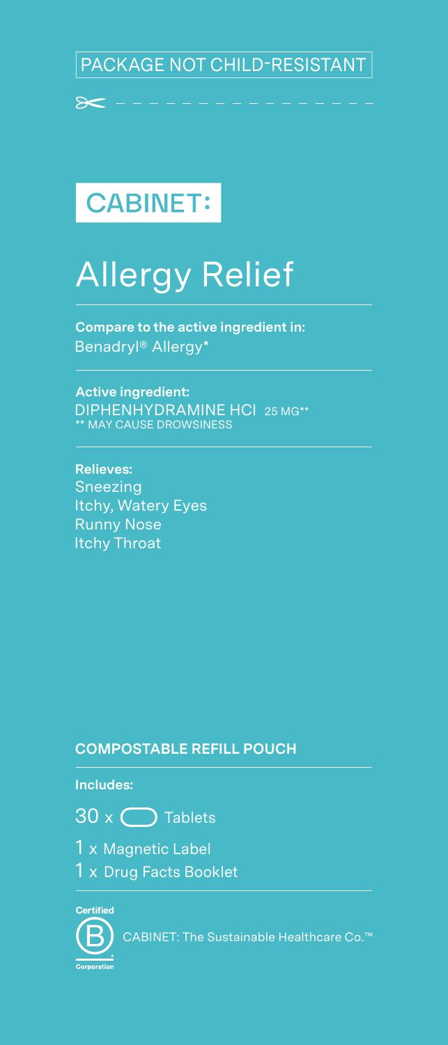PACKAGE NOT CHILD-RESISTANT

CABINET:

# Allergy Relief

**Compare to the active ingredient in:**
Benadryl® Allergy*

**Active ingredient:**
DIPHENHYDRAMINE HCl 25 MG**
** MAY CAUSE DROWSINESS

**Relieves:**
Sneezing
Itchy, Watery Eyes
Runny Nose
Itchy Throat

**COMPOSTABLE REFILL POUCH**

**Includes:**

30 x Tablets

1 x Magnetic Label

1 x Drug Facts Booklet

Certified B Corporation

CABINET: The Sustainable Healthcare Co.™